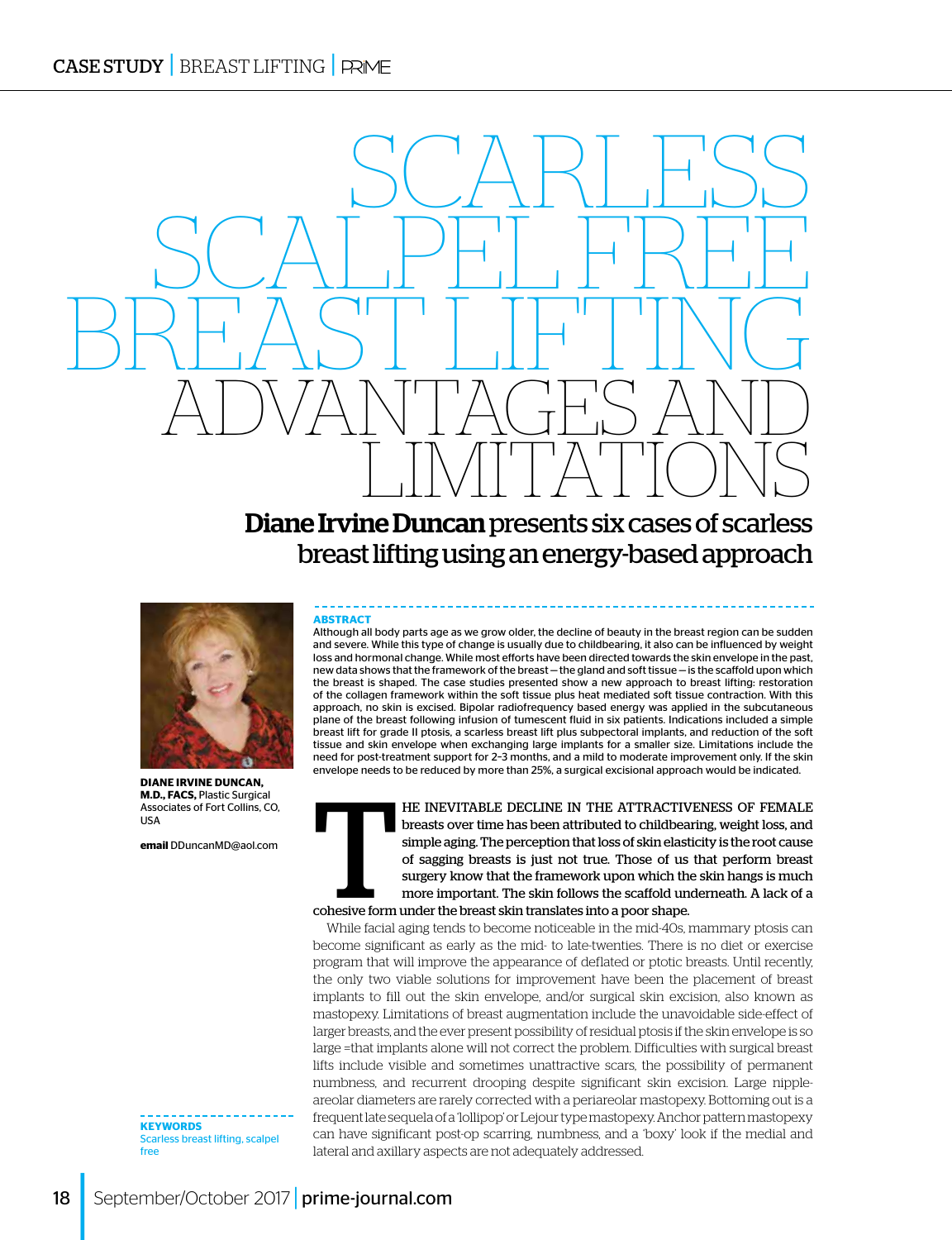# SCARLESS SCALPEL FREE BREAST LIFTING ADVANTAGES AND LIMITATIONS

**Diane Irvine Duncan presents six cases of scarless breast lifting using an energy-based approach**

**DIANE IRVINE DUNCAN, M.D., FACS,** Plastic Surgical Associates of Fort Collins, CO, USA

**email** DDuncanMD@aol.com

**ABSTRACT**

Although all body parts age as we grow older, the decline of beauty in the breast region can be sudden and severe. While this type of change is usually due to childbearing, it also can be influenced by weight loss and hormonal change. While most efforts have been directed towards the skin envelope in the past, new data shows that the framework of the breast—the gland and soft tissue—is the scaffold upon which the breast is shaped. The case studies presented show a new approach to breast lifting: restoration of the collagen framework within the soft tissue plus heat mediated soft tissue contraction. With this approach, no skin is excised. Bipolar radiofrequency based energy was applied in the subcutaneous plane of the breast following infusion of tumescent fluid in six patients. Indications included a simple breast lift for grade II ptosis, a scarless breast lift plus subpectoral implants, and reduction of the soft tissue and skin envelope when exchanging large implants for a smaller size. Limitations include the need for post-treatment support for 2–3 months, and a mild to moderate improvement only. If the skin envelope needs to be reduced by more than 25%, a surgical excisional approach would be indicated.

**KEYWORDS**

Scarless breast lifting, scalpel free

THE INEVITABLE DECLINE IN THE ATTRACTIVENESS OF FEMALE breasts over time has been attributed to childbearing, weight loss, and simple aging. The perception that loss of skin elasticity is the root cause of sagging breasts is just not true. Those of us that perform breast surgery know that the framework upon which the skin hangs is much more important. The skin follows the scaffold underneath. A lack of a cohesive form under the breast skin translates into a poor shape.

While facial aging tends to become noticeable in the mid-40s, mammary ptosis can become significant as early as the mid- to late-twenties. There is no diet or exercise program that will improve the appearance of deflated or ptotic breasts. Until recently, the only two viable solutions for improvement have been the placement of breast implants to fill out the skin envelope, and/or surgical skin excision, also known as mastopexy. Limitations of breast augmentation include the unavoidable side-effect of larger breasts, and the ever present possibility of residual ptosis if the skin envelope is so large =that implants alone will not correct the problem. Difficulties with surgical breast lifts include visible and sometimes unattractive scars, the possibility of permanent numbness, and recurrent drooping despite significant skin excision. Large nipple-areolar diameters are rarely corrected with a periareolar mastopexy. Bottoming out is a frequent late sequela of a 'lollipop' or Lejour type mastopexy. Anchor pattern mastopexy can have significant post-op scarring, numbness, and a 'boxy' look if the medial and lateral and axillary aspects are not adequately addressed.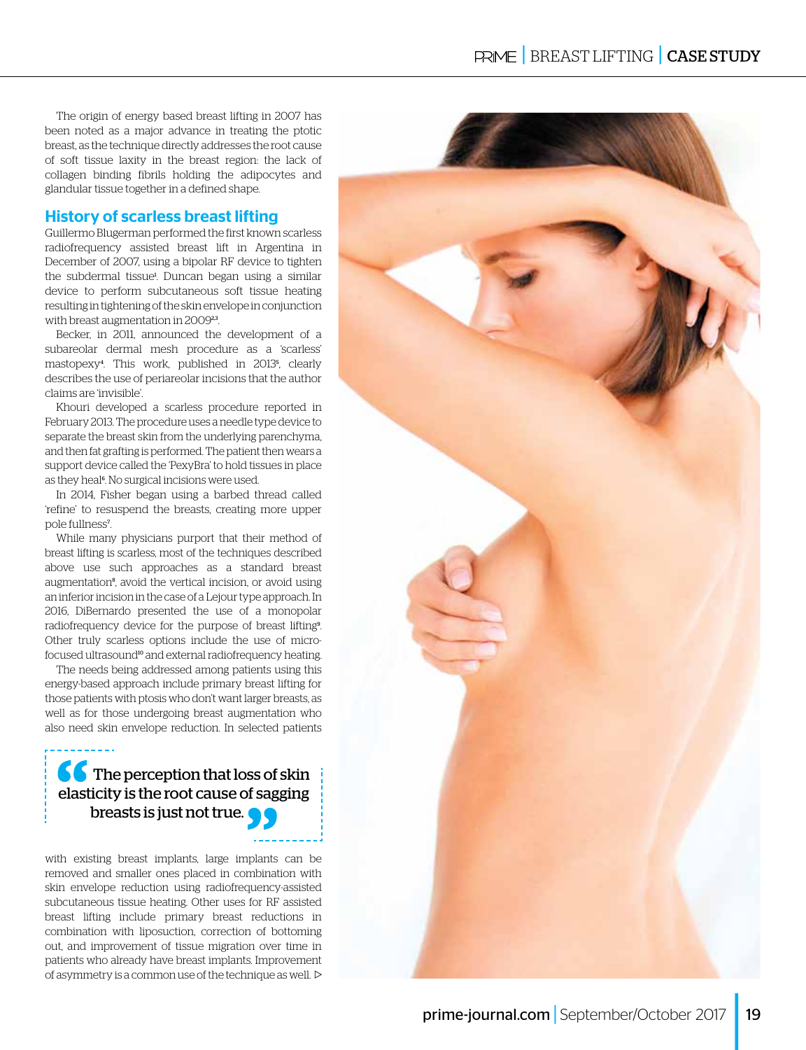The origin of energy based breast lifting in 2007 has been noted as a major advance in treating the ptotic breast, as the technique directly addresses the root cause of soft tissue laxity in the breast region: the lack of collagen binding fibrils holding the adipocytes and glandular tissue together in a defined shape.

## History of scarless breast lifting

Guillermo Blugerman performed the first known scarless radiofrequency assisted breast lift in Argentina in December of 2007, using a bipolar RF device to tighten the subdermal tissue[1]. Duncan began using a similar device to perform subcutaneous soft tissue heating resulting in tightening of the skin envelope in conjunction with breast augmentation in 2009[2,3].

Becker, in 2011, announced the development of a subareolar dermal mesh procedure as a 'scarless' mastopexy[4]. This work, published in 2013[5], clearly describes the use of periareolar incisions that the author claims are 'invisible'.

Khouri developed a scarless procedure reported in February 2013. The procedure uses a needle type device to separate the breast skin from the underlying parenchyma, and then fat grafting is performed. The patient then wears a support device called the 'PexyBra' to hold tissues in place as they heal[6]. No surgical incisions were used.

In 2014, Fisher began using a barbed thread called 'refine' to resuspend the breasts, creating more upper pole fullness[7].

While many physicians purport that their method of breast lifting is scarless, most of the techniques described above use such approaches as a standard breast augmentation[8], avoid the vertical incision, or avoid using an inferior incision in the case of a Lejour type approach. In 2016, DiBernardo presented the use of a monopolar radiofrequency device for the purpose of breast lifting[9]. Other truly scarless options include the use of micro-focused ultrasound[10] and external radiofrequency heating.

The needs being addressed among patients using this energy-based approach include primary breast lifting for those patients with ptosis who don't want larger breasts, as well as for those undergoing breast augmentation who also need skin envelope reduction. In selected patients with existing breast implants, large implants can be removed and smaller ones placed in combination with skin envelope reduction using radiofrequency-assisted subcutaneous tissue heating. Other uses for RF assisted breast lifting include primary breast reductions in combination with liposuction, correction of bottoming out, and improvement of tissue migration over time in patients who already have breast implants. Improvement of asymmetry is a common use of the technique as well.

> "The perception that loss of skin elasticity is the root cause of sagging breasts is just not true."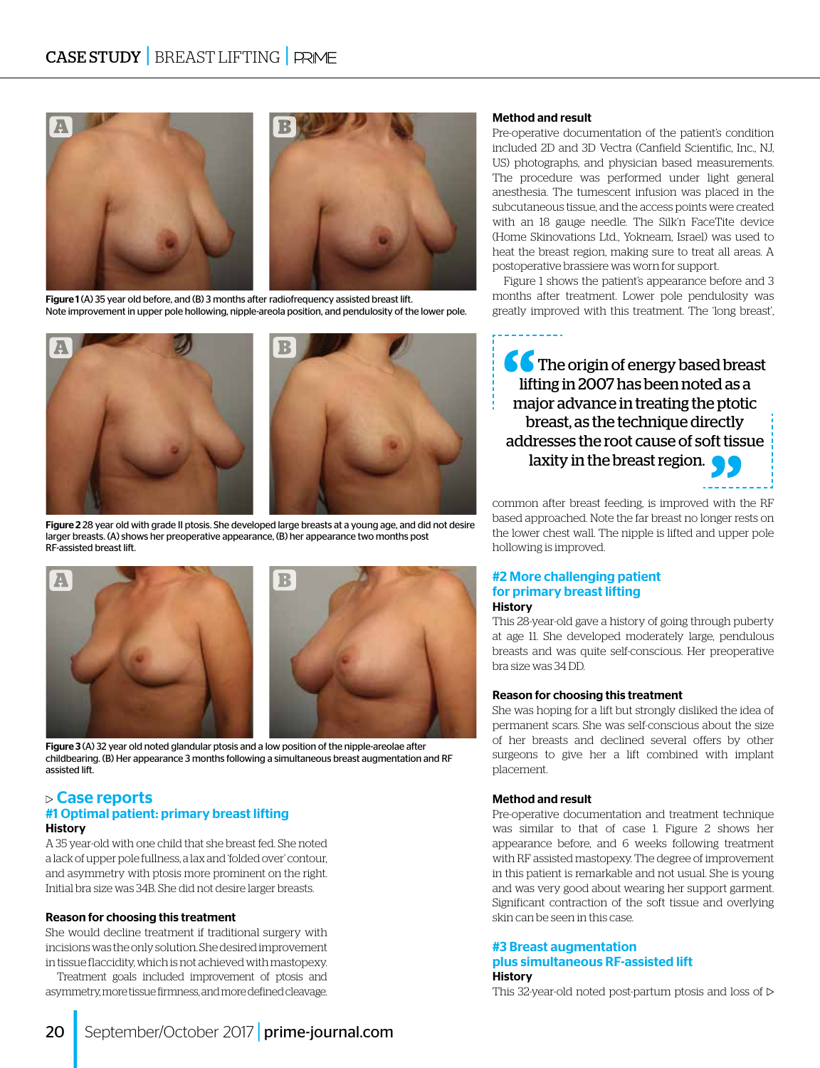Figure 1 (A) 35 year old before, and (B) 3 months after radiofrequency assisted breast lift. Note improvement in upper pole hollowing, nipple-areola position, and pendulosity of the lower pole.

Figure 2 28 year old with grade II ptosis. She developed large breasts at a young age, and did not desire larger breasts. (A) shows her preoperative appearance, (B) her appearance two months post RF-assisted breast lift.

Figure 3 (A) 32 year old noted glandular ptosis and a low position of the nipple-areolae after childbearing. (B) Her appearance 3 months following a simultaneous breast augmentation and RF assisted lift.

## Case reports

### #1 Optimal patient: primary breast lifting

**History**

A 35 year-old with one child that she breast fed. She noted a lack of upper pole fullness, a lax and 'folded over' contour, and asymmetry with ptosis more prominent on the right. Initial bra size was 34B. She did not desire larger breasts.

**Reason for choosing this treatment**

She would decline treatment if traditional surgery with incisions was the only solution. She desired improvement in tissue flaccidity, which is not achieved with mastopexy.

Treatment goals included improvement of ptosis and asymmetry, more tissue firmness, and more defined cleavage.

**Method and result**

Pre-operative documentation of the patient's condition included 2D and 3D Vectra (Canfield Scientific, Inc., NJ, US) photographs, and physician based measurements. The procedure was performed under light general anesthesia. The tumescent infusion was placed in the subcutaneous tissue, and the access points were created with an 18 gauge needle. The Silk'n FaceTite device (Home Skinovations Ltd., Yokneam, Israel) was used to heat the breast region, making sure to treat all areas. A postoperative brassiere was worn for support.

Figure 1 shows the patient's appearance before and 3 months after treatment. Lower pole pendulosity was greatly improved with this treatment. The 'long breast', common after breast feeding, is improved with the RF based approached. Note the far breast no longer rests on the lower chest wall. The nipple is lifted and upper pole hollowing is improved.

> The origin of energy based breast lifting in 2007 has been noted as a major advance in treating the ptotic breast, as the technique directly addresses the root cause of soft tissue laxity in the breast region.

### #2 More challenging patient for primary breast lifting

**History**

This 28-year-old gave a history of going through puberty at age 11. She developed moderately large, pendulous breasts and was quite self-conscious. Her preoperative bra size was 34 DD.

**Reason for choosing this treatment**

She was hoping for a lift but strongly disliked the idea of permanent scars. She was self-conscious about the size of her breasts and declined several offers by other surgeons to give her a lift combined with implant placement.

**Method and result**

Pre-operative documentation and treatment technique was similar to that of case 1. Figure 2 shows her appearance before, and 6 weeks following treatment with RF assisted mastopexy. The degree of improvement in this patient is remarkable and not usual. She is young and was very good about wearing her support garment. Significant contraction of the soft tissue and overlying skin can be seen in this case.

### #3 Breast augmentation plus simultaneous RF-assisted lift

**History**

This 32-year-old noted post-partum ptosis and loss of ▷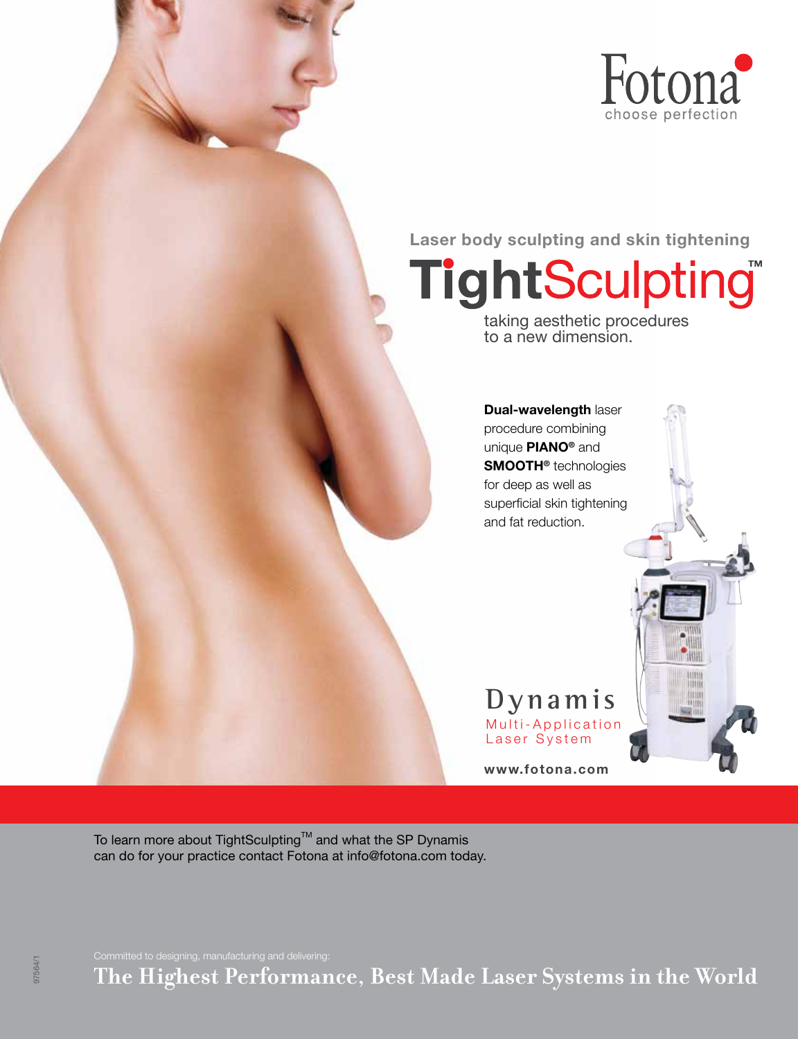Fotona
choose perfection

**Laser body sculpting and skin tightening**

# TightSculpting™

taking aesthetic procedures
to a new dimension.

**Dual-wavelength** laser procedure combining unique **PIANO®** and **SMOOTH®** technologies for deep as well as superficial skin tightening and fat reduction.

Dynamis
Multi-Application Laser System

**www.fotona.com**

To learn more about TightSculpting™ and what the SP Dynamis can do for your practice contact Fotona at info@fotona.com today.

Committed to designing, manufacturing and delivering:

**The Highest Performance, Best Made Laser Systems in the World**

97564/1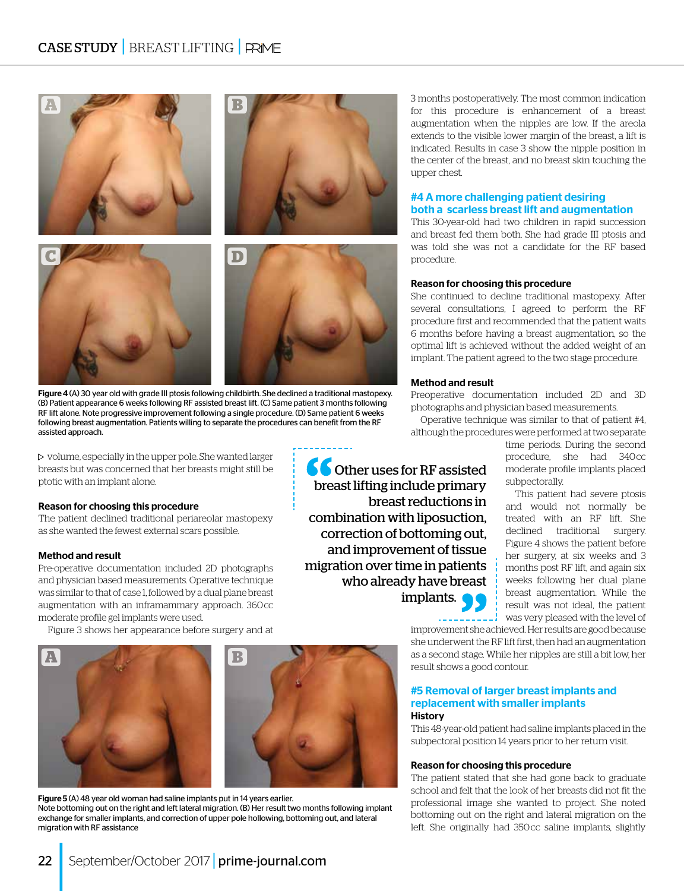Figure 4 (A) 30 year old with grade III ptosis following childbirth. She declined a traditional mastopexy. (B) Patient appearance 6 weeks following RF assisted breast lift. (C) Same patient 3 months following RF lift alone. Note progressive improvement following a single procedure. (D) Same patient 6 weeks following breast augmentation. Patients willing to separate the procedures can benefit from the RF assisted approach.

▷ volume, especially in the upper pole. She wanted larger breasts but was concerned that her breasts might still be ptotic with an implant alone.

### Reason for choosing this procedure

The patient declined traditional periareolar mastopexy as she wanted the fewest external scars possible.

### Method and result

Pre-operative documentation included 2D photographs and physician based measurements. Operative technique was similar to that of case 1, followed by a dual plane breast augmentation with an inframammary approach. 360 cc moderate profile gel implants were used.

Figure 3 shows her appearance before surgery and at 3 months postoperatively. The most common indication for this procedure is enhancement of a breast augmentation when the nipples are low. If the areola extends to the visible lower margin of the breast, a lift is indicated. Results in case 3 show the nipple position in the center of the breast, and no breast skin touching the upper chest.

> “Other uses for RF assisted breast lifting include primary breast reductions in combination with liposuction, correction of bottoming out, and improvement of tissue migration over time in patients who already have breast implants.”

## #4 A more challenging patient desiring both a scarless breast lift and augmentation

This 30-year-old had two children in rapid succession and breast fed them both. She had grade III ptosis and was told she was not a candidate for the RF based procedure.

### Reason for choosing this procedure

She continued to decline traditional mastopexy. After several consultations, I agreed to perform the RF procedure first and recommended that the patient waits 6 months before having a breast augmentation, so the optimal lift is achieved without the added weight of an implant. The patient agreed to the two stage procedure.

### Method and result

Preoperative documentation included 2D and 3D photographs and physician based measurements.

Operative technique was similar to that of patient #4, although the procedures were performed at two separate time periods. During the second procedure, she had 340 cc moderate profile implants placed subpectorally.

This patient had severe ptosis and would not normally be treated with an RF lift. She declined traditional surgery. Figure 4 shows the patient before her surgery, at six weeks and 3 months post RF lift, and again six weeks following her dual plane breast augmentation. While the result was not ideal, the patient was very pleased with the level of improvement she achieved. Her results are good because she underwent the RF lift first, then had an augmentation as a second stage. While her nipples are still a bit low, her result shows a good contour.

Figure 5 (A) 48 year old woman had saline implants put in 14 years earlier. Note bottoming out on the right and left lateral migration. (B) Her result two months following implant exchange for smaller implants, and correction of upper pole hollowing, bottoming out, and lateral migration with RF assistance

## #5 Removal of larger breast implants and replacement with smaller implants

### History

This 48-year-old patient had saline implants placed in the subpectoral position 14 years prior to her return visit.

### Reason for choosing this procedure

The patient stated that she had gone back to graduate school and felt that the look of her breasts did not fit the professional image she wanted to project. She noted bottoming out on the right and lateral migration on the left. She originally had 350 cc saline implants, slightly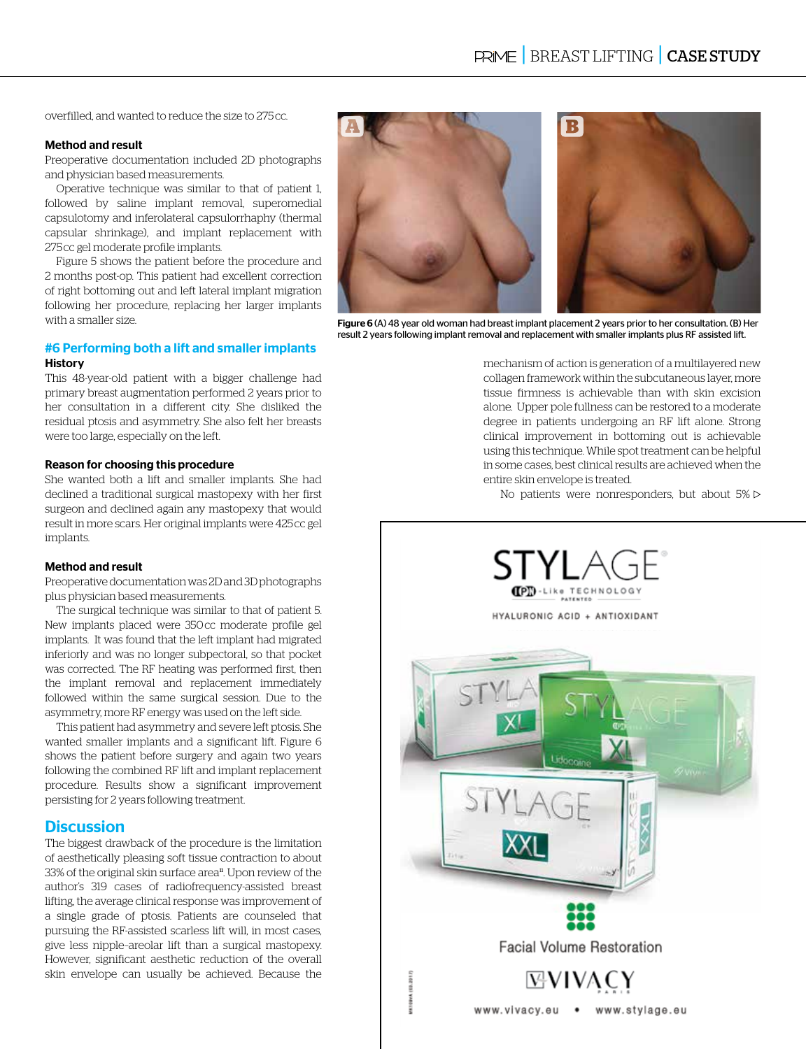overfilled, and wanted to reduce the size to 275 cc.

#### Method and result

Preoperative documentation included 2D photographs and physician based measurements.

Operative technique was similar to that of patient 1, followed by saline implant removal, superomedial capsulotomy and inferolateral capsulorrhaphy (thermal capsular shrinkage), and implant replacement with 275 cc gel moderate profile implants.

Figure 5 shows the patient before the procedure and 2 months post-op. This patient had excellent correction of right bottoming out and left lateral implant migration following her procedure, replacing her larger implants with a smaller size.

### #6 Performing both a lift and smaller implants

#### History

This 48-year-old patient with a bigger challenge had primary breast augmentation performed 2 years prior to her consultation in a different city. She disliked the residual ptosis and asymmetry. She also felt her breasts were too large, especially on the left.

#### Reason for choosing this procedure

She wanted both a lift and smaller implants. She had declined a traditional surgical mastopexy with her first surgeon and declined again any mastopexy that would result in more scars. Her original implants were 425 cc gel implants.

#### Method and result

Preoperative documentation was 2D and 3D photographs plus physician based measurements.

The surgical technique was similar to that of patient 5. New implants placed were 350 cc moderate profile gel implants. It was found that the left implant had migrated inferiorly and was no longer subpectoral, so that pocket was corrected. The RF heating was performed first, then the implant removal and replacement immediately followed within the same surgical session. Due to the asymmetry, more RF energy was used on the left side.

This patient had asymmetry and severe left ptosis. She wanted smaller implants and a significant lift. Figure 6 shows the patient before surgery and again two years following the combined RF lift and implant replacement procedure. Results show a significant improvement persisting for 2 years following treatment.

**Figure 6** (A) 48 year old woman had breast implant placement 2 years prior to her consultation. (B) Her result 2 years following implant removal and replacement with smaller implants plus RF assisted lift.

## Discussion

The biggest drawback of the procedure is the limitation of aesthetically pleasing soft tissue contraction to about 33% of the original skin surface area[11]. Upon review of the author's 319 cases of radiofrequency-assisted breast lifting, the average clinical response was improvement of a single grade of ptosis. Patients are counseled that pursuing the RF-assisted scarless lift will, in most cases, give less nipple-areolar lift than a surgical mastopexy. However, significant aesthetic reduction of the overall skin envelope can usually be achieved. Because the mechanism of action is generation of a multilayered new collagen framework within the subcutaneous layer, more tissue firmness is achievable than with skin excision alone. Upper pole fullness can be restored to a moderate degree in patients undergoing an RF lift alone. Strong clinical improvement in bottoming out is achievable using this technique. While spot treatment can be helpful in some cases, best clinical results are achieved when the entire skin envelope is treated.

No patients were nonresponders, but about 5% ▷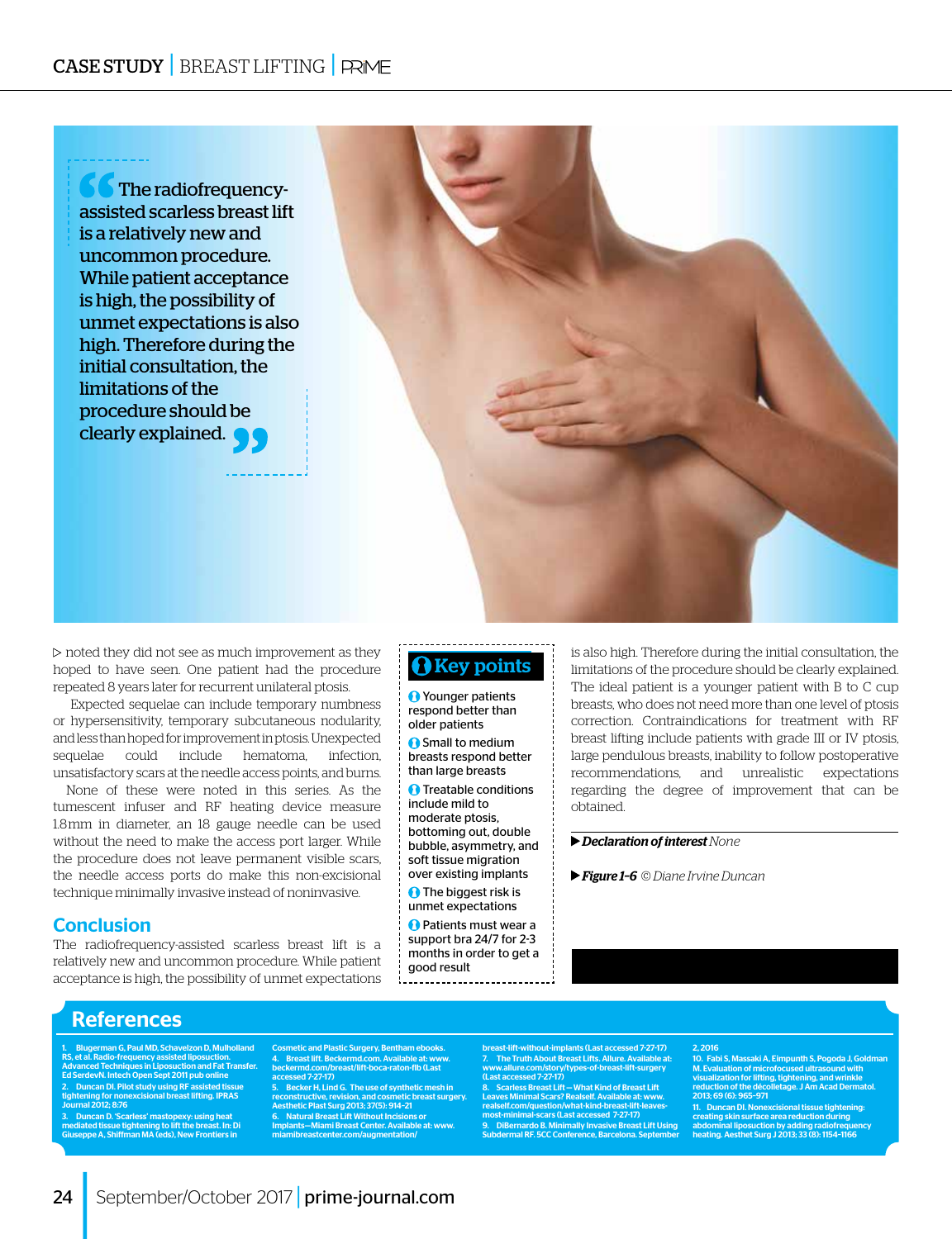> The radiofrequency-assisted scarless breast lift is a relatively new and uncommon procedure. While patient acceptance is high, the possibility of unmet expectations is also high. Therefore during the initial consultation, the limitations of the procedure should be clearly explained.

▷ noted they did not see as much improvement as they hoped to have seen. One patient had the procedure repeated 8 years later for recurrent unilateral ptosis.

Expected sequelae can include temporary numbness or hypersensitivity, temporary subcutaneous nodularity, and less than hoped for improvement in ptosis. Unexpected sequelae could include hematoma, infection, unsatisfactory scars at the needle access points, and burns. None of these were noted in this series. As the tumescent infuser and RF heating device measure 1.8mm in diameter, an 18 gauge needle can be used without the need to make the access port larger. While the procedure does not leave permanent visible scars, the needle access ports do make this non-excisional technique minimally invasive instead of noninvasive.

## Conclusion

The radiofrequency-assisted scarless breast lift is a relatively new and uncommon procedure. While patient acceptance is high, the possibility of unmet expectations is also high. Therefore during the initial consultation, the limitations of the procedure should be clearly explained. The ideal patient is a younger patient with B to C cup breasts, who does not need more than one level of ptosis correction. Contraindications for treatment with RF breast lifting include patients with grade III or IV ptosis, large pendulous breasts, inability to follow postoperative recommendations, and unrealistic expectations regarding the degree of improvement that can be obtained.

### Key points

- Younger patients respond better than older patients
- Small to medium breasts respond better than large breasts
- Treatable conditions include mild to moderate ptosis, bottoming out, double bubble, asymmetry, and soft tissue migration over existing implants
- The biggest risk is unmet expectations
- Patients must wear a support bra 24/7 for 2-3 months in order to get a good result

▶ ***Declaration of interest*** *None*

▶ ***Figure 1–6*** *© Diane Irvine Duncan*

## References

1. Blugerman G, Paul MD, Schavelzon D, Mulholland RS, et al. Radio-frequency assisted liposuction. Advanced Techniques in Liposuction and Fat Transfer. Ed SerdevN. Intech Open Sept 2011 pub online
2. Duncan DI. Pilot study using RF assisted tissue tightening for nonexcisional breast lifting. IPRAS Journal 2012; 8:76
3. Duncan D. 'Scarless' mastopexy: using heat mediated tissue tightening to lift the breast. In: Di Giuseppe A, Shiffman MA (eds), New Frontiers in Cosmetic and Plastic Surgery, Bentham ebooks.
4. Breast lift. Beckermd.com. Available at: www.beckermd.com/breast/lift-boca-raton-flb (Last accessed 7-27-17)
5. Becker H, Lind G. The use of synthetic mesh in reconstructive, revision, and cosmetic breast surgery. Aesthetic Plast Surg 2013; 37(5): 914–21
6. Natural Breast Lift Without Incisions or Implants—Miami Breast Center. Available at: www.miamibreastcenter.com/augmentation/breast-lift-without-implants (Last accessed 7-27-17)
7. The Truth About Breast Lifts. Allure. Available at: www.allure.com/story/types-of-breast-lift-surgery (Last accessed 7-27-17)
8. Scarless Breast Lift — What Kind of Breast Lift Leaves Minimal Scars? Realself. Available at: www.realself.com/question/what-kind-breast-lift-leaves-most-minimal-scars (Last accessed 7-27-17)
9. DiBernardo B. Minimally Invasive Breast Lift Using Subdermal RF. 5CC Conference, Barcelona. September 2, 2016
10. Fabi S, Massaki A, Eimpunth S, Pogoda J, Goldman M. Evaluation of microfocused ultrasound with visualization for lifting, tightening, and wrinkle reduction of the décolletage. J Am Acad Dermatol. 2013; 69 (6): 965–971
11. Duncan DI. Nonexcisional tissue tightening: creating skin surface area reduction during abdominal liposuction by adding radiofrequency heating. Aesthet Surg J 2013; 33 (8): 1154–1166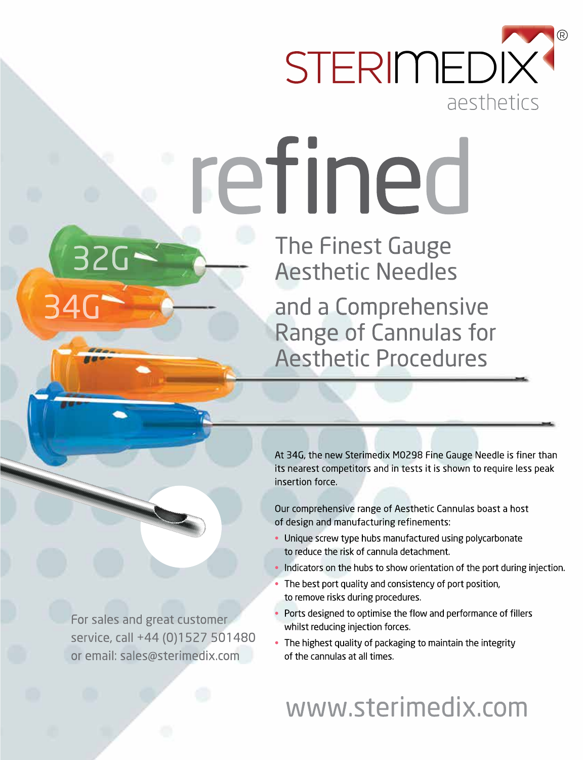STERIMEDIX®

aesthetics

# refined

## The Finest Gauge Aesthetic Needles

## and a Comprehensive Range of Cannulas for Aesthetic Procedures

32G

34G

At 34G, the new Sterimedix M0298 Fine Gauge Needle is finer than its nearest competitors and in tests it is shown to require less peak insertion force.

Our comprehensive range of Aesthetic Cannulas boast a host of design and manufacturing refinements:

- Unique screw type hubs manufactured using polycarbonate to reduce the risk of cannula detachment.
- Indicators on the hubs to show orientation of the port during injection.
- The best port quality and consistency of port position, to remove risks during procedures.
- Ports designed to optimise the flow and performance of fillers whilst reducing injection forces.
- The highest quality of packaging to maintain the integrity of the cannulas at all times.

For sales and great customer service, call +44 (0)1527 501480 or email: sales@sterimedix.com

www.sterimedix.com